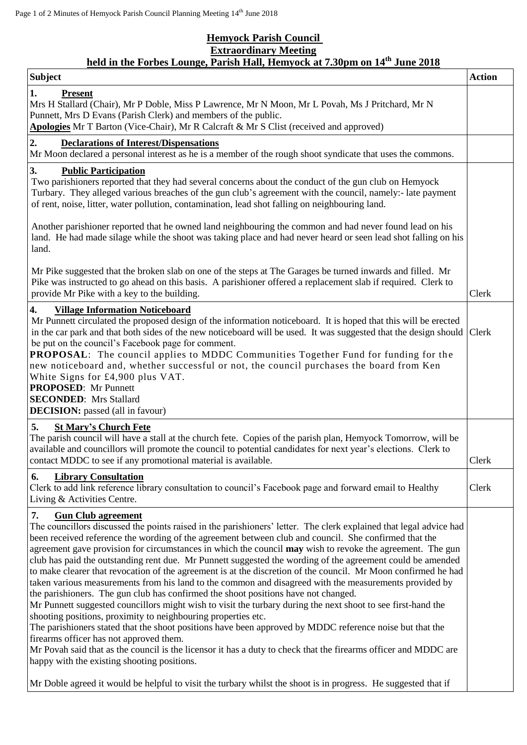# Hemyock Parish Council
## Extraordinary Meeting
## held in the Forbes Lounge, Parish Hall, Hemyock at 7.30pm on 14th June 2018

| Subject | Action |
|---|---|
| **1. Present**<br>Mrs H Stallard (Chair), Mr P Doble, Miss P Lawrence, Mr N Moon, Mr L Povah, Ms J Pritchard, Mr N Punnett, Mrs D Evans (Parish Clerk) and members of the public.<br>**Apologies** Mr T Barton (Vice-Chair), Mr R Calcraft & Mr S Clist (received and approved) | |
| **2. Declarations of Interest/Dispensations**<br>Mr Moon declared a personal interest as he is a member of the rough shoot syndicate that uses the commons. | |
| **3. Public Participation**<br>Two parishioners reported that they had several concerns about the conduct of the gun club on Hemyock Turbary. They alleged various breaches of the gun club's agreement with the council, namely:- late payment of rent, noise, litter, water pollution, contamination, lead shot falling on neighbouring land.<br><br>Another parishioner reported that he owned land neighbouring the common and had never found lead on his land. He had made silage while the shoot was taking place and had never heard or seen lead shot falling on his land.<br><br>Mr Pike suggested that the broken slab on one of the steps at The Garages be turned inwards and filled. Mr Pike was instructed to go ahead on this basis. A parishioner offered a replacement slab if required. Clerk to provide Mr Pike with a key to the building. | Clerk |
| **4. Village Information Noticeboard**<br>Mr Punnett circulated the proposed design of the information noticeboard. It is hoped that this will be erected in the car park and that both sides of the new noticeboard will be used. It was suggested that the design should be put on the council's Facebook page for comment.<br>**PROPOSAL**: The council applies to MDDC Communities Together Fund for funding for the new noticeboard and, whether successful or not, the council purchases the board from Ken White Signs for £4,900 plus VAT.<br>**PROPOSED**: Mr Punnett<br>**SECONDED**: Mrs Stallard<br>**DECISION:** passed (all in favour) | Clerk |
| **5. St Mary's Church Fete**<br>The parish council will have a stall at the church fete. Copies of the parish plan, Hemyock Tomorrow, will be available and councillors will promote the council to potential candidates for next year's elections. Clerk to contact MDDC to see if any promotional material is available. | Clerk |
| **6. Library Consultation**<br>Clerk to add link reference library consultation to council's Facebook page and forward email to Healthy Living & Activities Centre. | Clerk |
| **7. Gun Club agreement**<br>The councillors discussed the points raised in the parishioners' letter. The clerk explained that legal advice had been received reference the wording of the agreement between club and council. She confirmed that the agreement gave provision for circumstances in which the council **may** wish to revoke the agreement. The gun club has paid the outstanding rent due. Mr Punnett suggested the wording of the agreement could be amended to make clearer that revocation of the agreement is at the discretion of the council. Mr Moon confirmed he had taken various measurements from his land to the common and disagreed with the measurements provided by the parishioners. The gun club has confirmed the shoot positions have not changed.<br>Mr Punnett suggested councillors might wish to visit the turbary during the next shoot to see first-hand the shooting positions, proximity to neighbouring properties etc.<br>The parishioners stated that the shoot positions have been approved by MDDC reference noise but that the firearms officer has not approved them.<br>Mr Povah said that as the council is the licensor it has a duty to check that the firearms officer and MDDC are happy with the existing shooting positions.<br><br>Mr Doble agreed it would be helpful to visit the turbary whilst the shoot is in progress. He suggested that if | |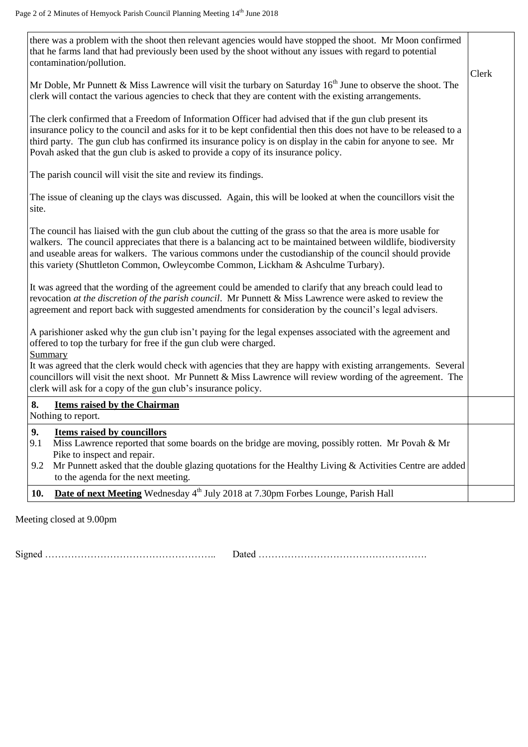| | |
|---|---|
| there was a problem with the shoot then relevant agencies would have stopped the shoot. Mr Moon confirmed that he farms land that had previously been used by the shoot without any issues with regard to potential contamination/pollution.<br><br>Mr Doble, Mr Punnett & Miss Lawrence will visit the turbary on Saturday 16th June to observe the shoot. The clerk will contact the various agencies to check that they are content with the existing arrangements.<br><br>The clerk confirmed that a Freedom of Information Officer had advised that if the gun club present its insurance policy to the council and asks for it to be kept confidential then this does not have to be released to a third party. The gun club has confirmed its insurance policy is on display in the cabin for anyone to see. Mr Povah asked that the gun club is asked to provide a copy of its insurance policy.<br><br>The parish council will visit the site and review its findings.<br><br>The issue of cleaning up the clays was discussed. Again, this will be looked at when the councillors visit the site.<br><br>The council has liaised with the gun club about the cutting of the grass so that the area is more usable for walkers. The council appreciates that there is a balancing act to be maintained between wildlife, biodiversity and useable areas for walkers. The various commons under the custodianship of the council should provide this variety (Shuttleton Common, Owleycombe Common, Lickham & Ashculme Turbary).<br><br>It was agreed that the wording of the agreement could be amended to clarify that any breach could lead to revocation *at the discretion of the parish council*. Mr Punnett & Miss Lawrence were asked to review the agreement and report back with suggested amendments for consideration by the council's legal advisers.<br><br>A parishioner asked why the gun club isn't paying for the legal expenses associated with the agreement and offered to top the turbary for free if the gun club were charged.<br>Summary<br>It was agreed that the clerk would check with agencies that they are happy with existing arrangements. Several councillors will visit the next shoot. Mr Punnett & Miss Lawrence will review wording of the agreement. The clerk will ask for a copy of the gun club's insurance policy. | Clerk |
| **8. Items raised by the Chairman**<br>Nothing to report. | |
| **9. Items raised by councillors**<br>9.1 Miss Lawrence reported that some boards on the bridge are moving, possibly rotten. Mr Povah & Mr Pike to inspect and repair.<br>9.2 Mr Punnett asked that the double glazing quotations for the Healthy Living & Activities Centre are added to the agenda for the next meeting. | |
| **10. Date of next Meeting** Wednesday 4th July 2018 at 7.30pm Forbes Lounge, Parish Hall | |

Meeting closed at 9.00pm

Signed …………………………………………….. Dated …………………………………………….